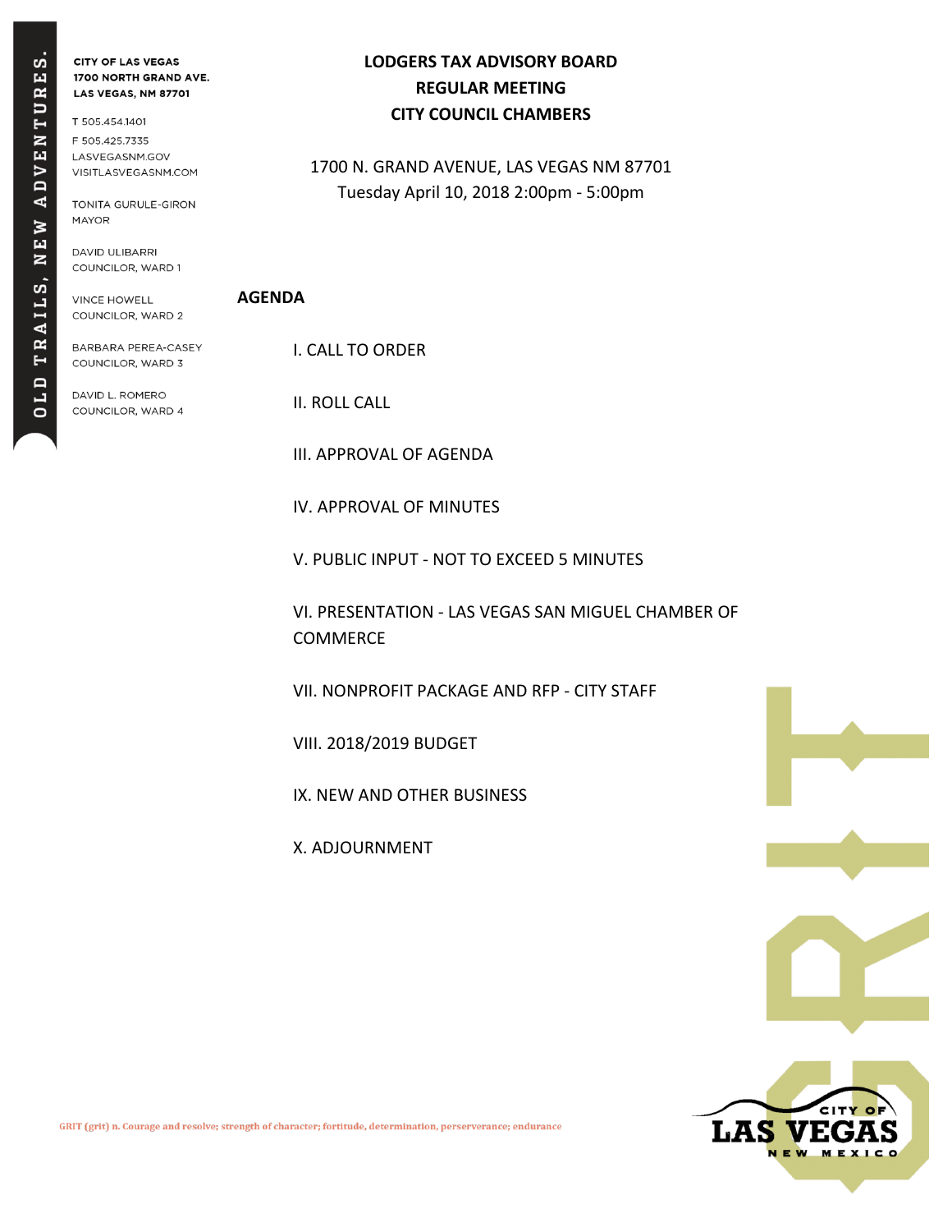CITY OF LAS VEGAS
1700 NORTH GRAND AVE.
LAS VEGAS, NM 87701

T 505.454.1401
F 505.425.7335
LASVEGASNM.GOV
VISITLASVEGASNM.COM

TONITA GURULE-GIRON
MAYOR

DAVID ULIBARRI
COUNCILOR, WARD 1

VINCE HOWELL
COUNCILOR, WARD 2

BARBARA PEREA-CASEY
COUNCILOR, WARD 3

DAVID L. ROMERO
COUNCILOR, WARD 4

# LODGERS TAX ADVISORY BOARD
## REGULAR MEETING
## CITY COUNCIL CHAMBERS

1700 N. GRAND AVENUE, LAS VEGAS NM 87701
Tuesday April 10, 2018 2:00pm - 5:00pm

**AGENDA**

I. CALL TO ORDER

II. ROLL CALL

III. APPROVAL OF AGENDA

IV. APPROVAL OF MINUTES

V. PUBLIC INPUT - NOT TO EXCEED 5 MINUTES

VI. PRESENTATION - LAS VEGAS SAN MIGUEL CHAMBER OF COMMERCE

VII. NONPROFIT PACKAGE AND RFP - CITY STAFF

VIII. 2018/2019 BUDGET

IX. NEW AND OTHER BUSINESS

X. ADJOURNMENT

GRIT (grit) n. Courage and resolve; strength of character; fortitude, determination, perserverance; endurance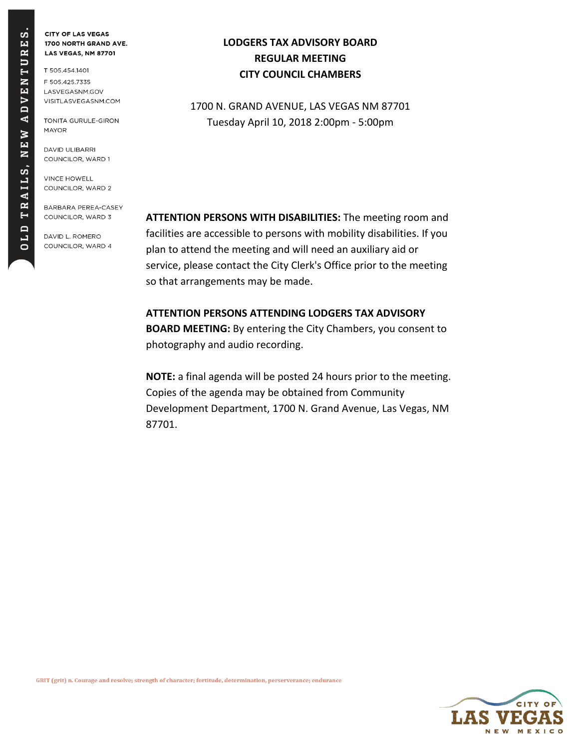CITY OF LAS VEGAS
1700 NORTH GRAND AVE.
LAS VEGAS, NM 87701

T 505.454.1401
F 505.425.7335
LASVEGASNM.GOV
VISITLASVEGASNM.COM

TONITA GURULE-GIRON
MAYOR

DAVID ULIBARRI
COUNCILOR, WARD 1

VINCE HOWELL
COUNCILOR, WARD 2

BARBARA PEREA-CASEY
COUNCILOR, WARD 3

DAVID L. ROMERO
COUNCILOR, WARD 4

OLD TRAILS, NEW ADVENTURES.

**LODGERS TAX ADVISORY BOARD**
**REGULAR MEETING**
**CITY COUNCIL CHAMBERS**

1700 N. GRAND AVENUE, LAS VEGAS NM 87701
Tuesday April 10, 2018 2:00pm - 5:00pm

**ATTENTION PERSONS WITH DISABILITIES:** The meeting room and facilities are accessible to persons with mobility disabilities. If you plan to attend the meeting and will need an auxiliary aid or service, please contact the City Clerk's Office prior to the meeting so that arrangements may be made.

**ATTENTION PERSONS ATTENDING LODGERS TAX ADVISORY BOARD MEETING:** By entering the City Chambers, you consent to photography and audio recording.

**NOTE:** a final agenda will be posted 24 hours prior to the meeting. Copies of the agenda may be obtained from Community Development Department, 1700 N. Grand Avenue, Las Vegas, NM 87701.

GRIT (grit) n. Courage and resolve; strength of character; fortitude, determination, perserverance; endurance

CITY OF LAS VEGAS NEW MEXICO